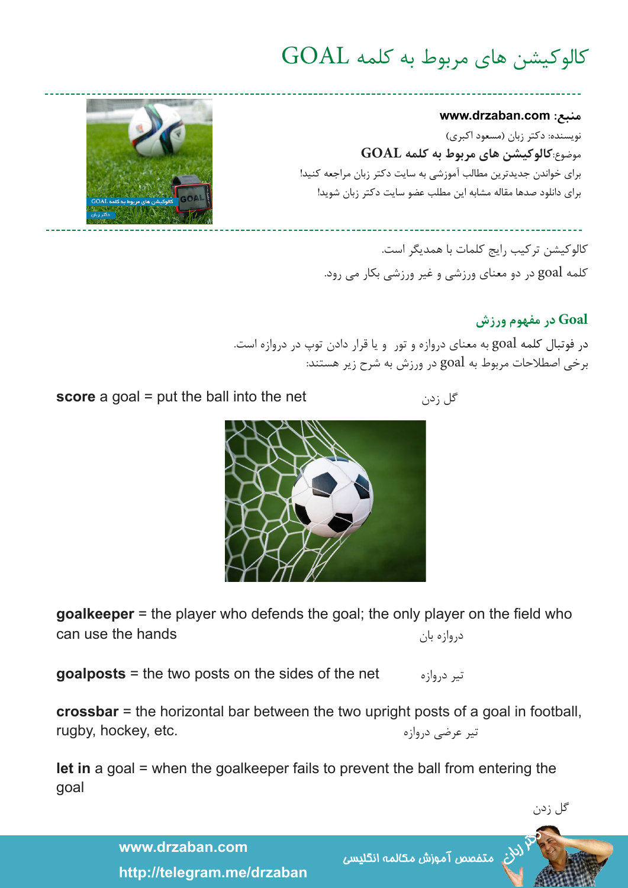# کالوکیشن های مربوط به کلمه GOAL

**منبع:** www.drzaban.com

نویسنده: دکتر زبان (مسعود اکبری)

موضوع:**کالوکیشن های مربوط به کلمه GOAL**

برای خواندن جدیدترین مطالب آموزشی به سایت دکتر زبان مراجعه کنید!

برای دانلود صدها مقاله مشابه این مطلب عضو سایت دکتر زبان شوید!

کالوکیشن ترکیب رایج کلمات با همدیگر است.

کلمه goal در دو معنای ورزشی و غیر ورزشی بکار می رود.

## Goal در مفهوم ورزش

در فوتبال کلمه goal به معنای دروازه و تور و یا قرار دادن توپ در دروازه است.

برخی اصطلاحات مربوط به goal در ورزش به شرح زیر هستند:

**score** a goal = put the ball into the net

گل زدن

**goalkeeper** = the player who defends the goal; the only player on the field who can use the hands

دروازه بان

**goalposts** = the two posts on the sides of the net

تیر دروازه

**crossbar** = the horizontal bar between the two upright posts of a goal in football, rugby, hockey, etc.

تیر عرضی دروازه

**let in** a goal = when the goalkeeper fails to prevent the ball from entering the goal

گل زدن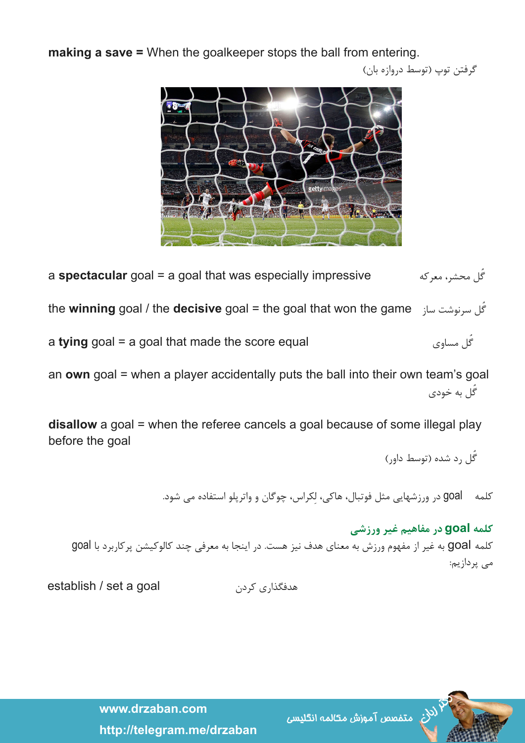**making a save =** When the goalkeeper stops the ball from entering.

گرفتن توپ (توسط دروازه بان)

a **spectacular** goal = a goal that was especially impressive — گُل محشر، معرکه

the **winning** goal / the **decisive** goal = the goal that won the game — گُل سرنوشت ساز

a **tying** goal = a goal that made the score equal — گُل مساوی

an **own** goal = when a player accidentally puts the ball into their own team's goal

گُل به خودی

**disallow** a goal = when the referee cancels a goal because of some illegal play before the goal

گُل رد شده (توسط داور)

کلمه goal در ورزشهایی مثل فوتبال، هاکی، لِکراس، چوگان و واترپلو استفاده می شود.

**کلمه goal در مفاهیم غیر ورزشی**

کلمه goal به غیر از مفهوم ورزش به معنای هدف نیز هست. در اینجا به معرفی چند کالوکیشن پرکاربرد با goal می پردازیم:

establish / set a goal — هدفگذاری کردن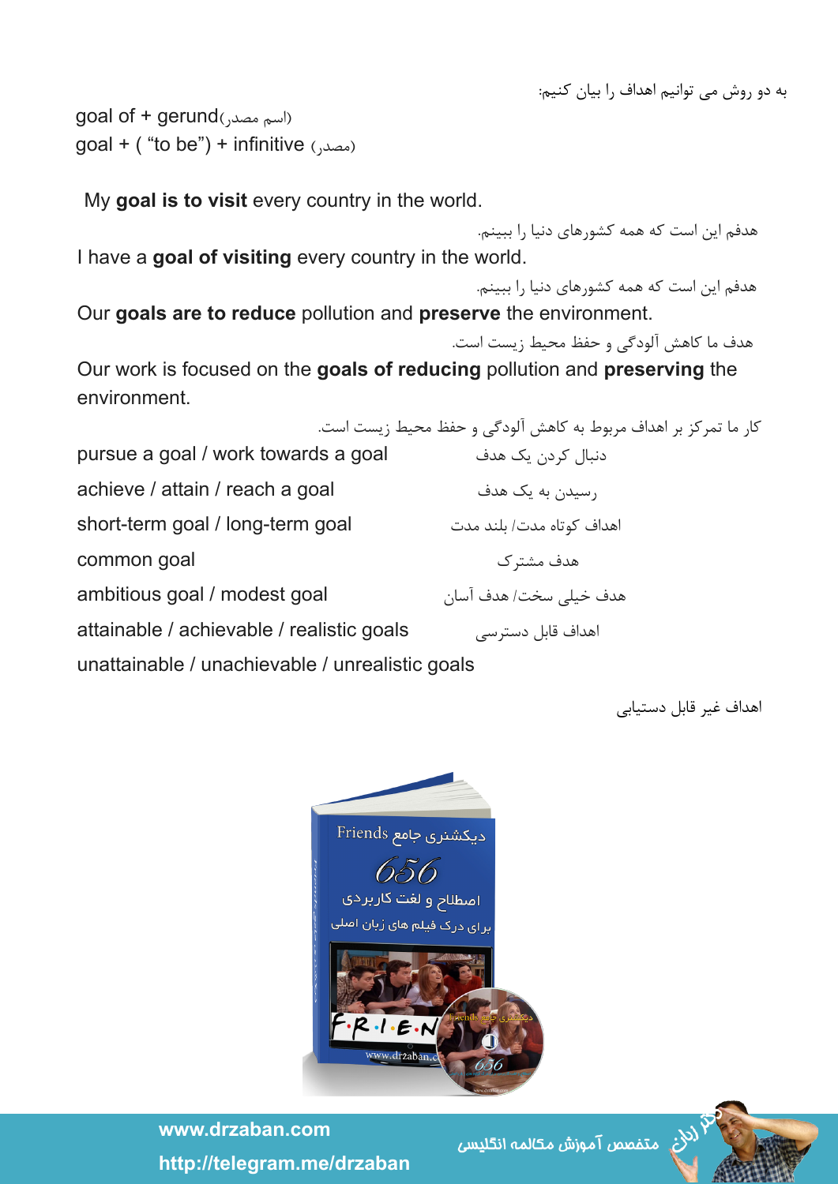به دو روش می توانیم اهداف را بیان کنیم:

goal of + gerund(اسم مصدر)
goal + ( "to be") + infinitive (مصدر)

My **goal is to visit** every country in the world.

هدفم این است که همه کشورهای دنیا را ببینم.

I have a **goal of visiting** every country in the world.

هدفم این است که همه کشورهای دنیا را ببینم.

Our **goals are to reduce** pollution and **preserve** the environment.

هدف ما کاهش آلودگی و حفظ محیط زیست است.

Our work is focused on the **goals of reducing** pollution and **preserving** the environment.

کار ما تمرکز بر اهداف مربوط به کاهش آلودگی و حفظ محیط زیست است.

| | |
|---|---|
| pursue a goal / work towards a goal | دنبال کردن یک هدف |
| achieve / attain / reach a goal | رسیدن به یک هدف |
| short-term goal / long-term goal | اهداف کوتاه مدت/ بلند مدت |
| common goal | هدف مشترک |
| ambitious goal / modest goal | هدف خیلی سخت/ هدف آسان |
| attainable / achievable / realistic goals | اهداف قابل دسترسی |
| unattainable / unachievable / unrealistic goals | اهداف غیر قابل دستیابی |